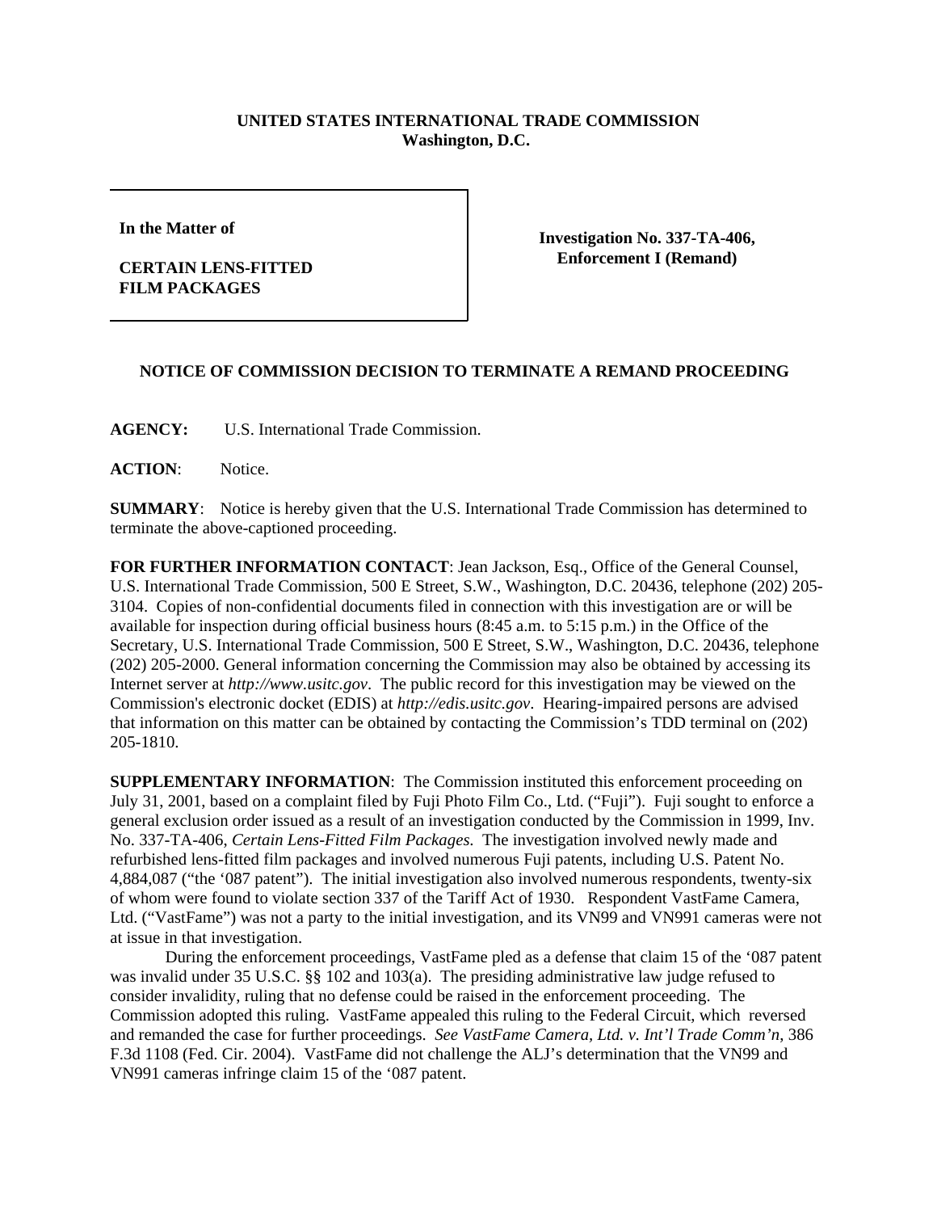**UNITED STATES INTERNATIONAL TRADE COMMISSION**
**Washington, D.C.**

| | |
|---|---|
| **In the Matter of**<br><br>**CERTAIN LENS-FITTED FILM PACKAGES** | **Investigation No. 337-TA-406, Enforcement I (Remand)** |

## NOTICE OF COMMISSION DECISION TO TERMINATE A REMAND PROCEEDING

**AGENCY:** U.S. International Trade Commission.

**ACTION**: Notice.

**SUMMARY**: Notice is hereby given that the U.S. International Trade Commission has determined to terminate the above-captioned proceeding.

**FOR FURTHER INFORMATION CONTACT**: Jean Jackson, Esq., Office of the General Counsel, U.S. International Trade Commission, 500 E Street, S.W., Washington, D.C. 20436, telephone (202) 205-3104. Copies of non-confidential documents filed in connection with this investigation are or will be available for inspection during official business hours (8:45 a.m. to 5:15 p.m.) in the Office of the Secretary, U.S. International Trade Commission, 500 E Street, S.W., Washington, D.C. 20436, telephone (202) 205-2000. General information concerning the Commission may also be obtained by accessing its Internet server at *http://www.usitc.gov*. The public record for this investigation may be viewed on the Commission's electronic docket (EDIS) at *http://edis.usitc.gov*. Hearing-impaired persons are advised that information on this matter can be obtained by contacting the Commission's TDD terminal on (202) 205-1810.

**SUPPLEMENTARY INFORMATION**: The Commission instituted this enforcement proceeding on July 31, 2001, based on a complaint filed by Fuji Photo Film Co., Ltd. ("Fuji"). Fuji sought to enforce a general exclusion order issued as a result of an investigation conducted by the Commission in 1999, Inv. No. 337-TA-406, *Certain Lens-Fitted Film Packages.* The investigation involved newly made and refurbished lens-fitted film packages and involved numerous Fuji patents, including U.S. Patent No. 4,884,087 ("the '087 patent"). The initial investigation also involved numerous respondents, twenty-six of whom were found to violate section 337 of the Tariff Act of 1930. Respondent VastFame Camera, Ltd. ("VastFame") was not a party to the initial investigation, and its VN99 and VN991 cameras were not at issue in that investigation.

During the enforcement proceedings, VastFame pled as a defense that claim 15 of the '087 patent was invalid under 35 U.S.C. §§ 102 and 103(a). The presiding administrative law judge refused to consider invalidity, ruling that no defense could be raised in the enforcement proceeding. The Commission adopted this ruling. VastFame appealed this ruling to the Federal Circuit, which reversed and remanded the case for further proceedings. *See VastFame Camera, Ltd. v. Int'l Trade Comm'n*, 386 F.3d 1108 (Fed. Cir. 2004). VastFame did not challenge the ALJ's determination that the VN99 and VN991 cameras infringe claim 15 of the '087 patent.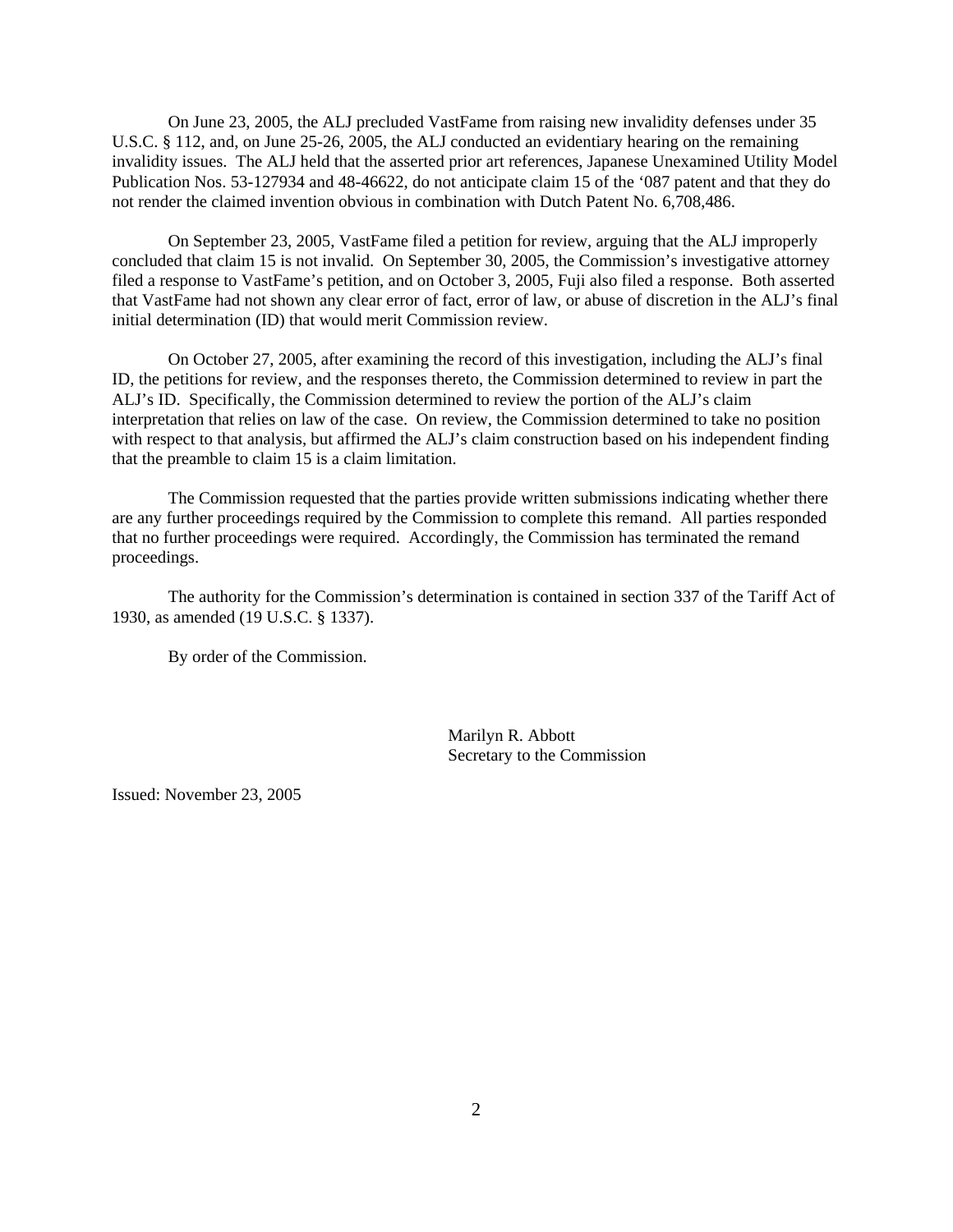On June 23, 2005, the ALJ precluded VastFame from raising new invalidity defenses under 35 U.S.C. § 112, and, on June 25-26, 2005, the ALJ conducted an evidentiary hearing on the remaining invalidity issues. The ALJ held that the asserted prior art references, Japanese Unexamined Utility Model Publication Nos. 53-127934 and 48-46622, do not anticipate claim 15 of the '087 patent and that they do not render the claimed invention obvious in combination with Dutch Patent No. 6,708,486.

On September 23, 2005, VastFame filed a petition for review, arguing that the ALJ improperly concluded that claim 15 is not invalid. On September 30, 2005, the Commission's investigative attorney filed a response to VastFame's petition, and on October 3, 2005, Fuji also filed a response. Both asserted that VastFame had not shown any clear error of fact, error of law, or abuse of discretion in the ALJ's final initial determination (ID) that would merit Commission review.

On October 27, 2005, after examining the record of this investigation, including the ALJ's final ID, the petitions for review, and the responses thereto, the Commission determined to review in part the ALJ's ID. Specifically, the Commission determined to review the portion of the ALJ's claim interpretation that relies on law of the case. On review, the Commission determined to take no position with respect to that analysis, but affirmed the ALJ's claim construction based on his independent finding that the preamble to claim 15 is a claim limitation.

The Commission requested that the parties provide written submissions indicating whether there are any further proceedings required by the Commission to complete this remand. All parties responded that no further proceedings were required. Accordingly, the Commission has terminated the remand proceedings.

The authority for the Commission's determination is contained in section 337 of the Tariff Act of 1930, as amended (19 U.S.C. § 1337).

By order of the Commission.

Marilyn R. Abbott
Secretary to the Commission

Issued: November 23, 2005